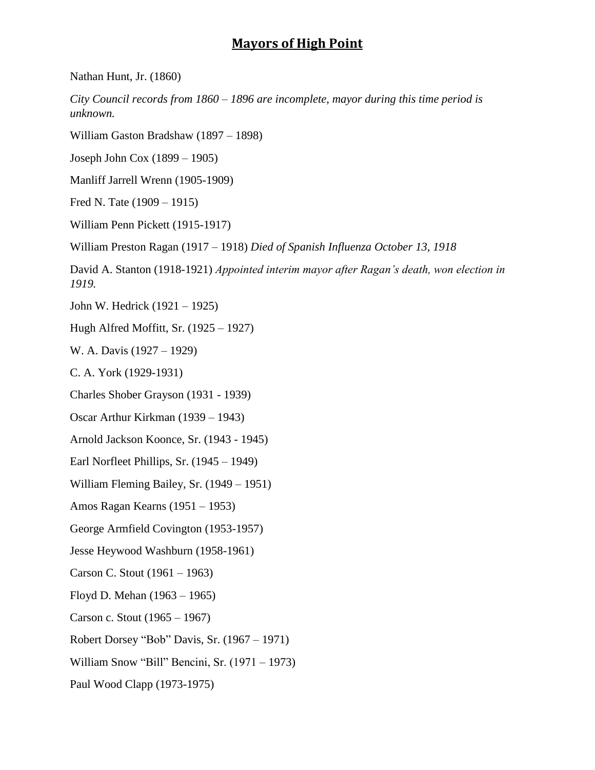# Mayors of High Point

Nathan Hunt, Jr. (1860)

*City Council records from 1860 – 1896 are incomplete, mayor during this time period is unknown.*

William Gaston Bradshaw (1897 – 1898)

Joseph John Cox (1899 – 1905)

Manliff Jarrell Wrenn (1905-1909)

Fred N. Tate (1909 – 1915)

William Penn Pickett (1915-1917)

William Preston Ragan (1917 – 1918) *Died of Spanish Influenza October 13, 1918*

David A. Stanton (1918-1921) *Appointed interim mayor after Ragan's death, won election in 1919.*

John W. Hedrick (1921 – 1925)

Hugh Alfred Moffitt, Sr. (1925 – 1927)

W. A. Davis (1927 – 1929)

C. A. York (1929-1931)

Charles Shober Grayson (1931 - 1939)

Oscar Arthur Kirkman (1939 – 1943)

Arnold Jackson Koonce, Sr. (1943 - 1945)

Earl Norfleet Phillips, Sr. (1945 – 1949)

William Fleming Bailey, Sr. (1949 – 1951)

Amos Ragan Kearns (1951 – 1953)

George Armfield Covington (1953-1957)

Jesse Heywood Washburn (1958-1961)

Carson C. Stout (1961 – 1963)

Floyd D. Mehan (1963 – 1965)

Carson c. Stout (1965 – 1967)

Robert Dorsey "Bob" Davis, Sr. (1967 – 1971)

William Snow "Bill" Bencini, Sr. (1971 – 1973)

Paul Wood Clapp (1973-1975)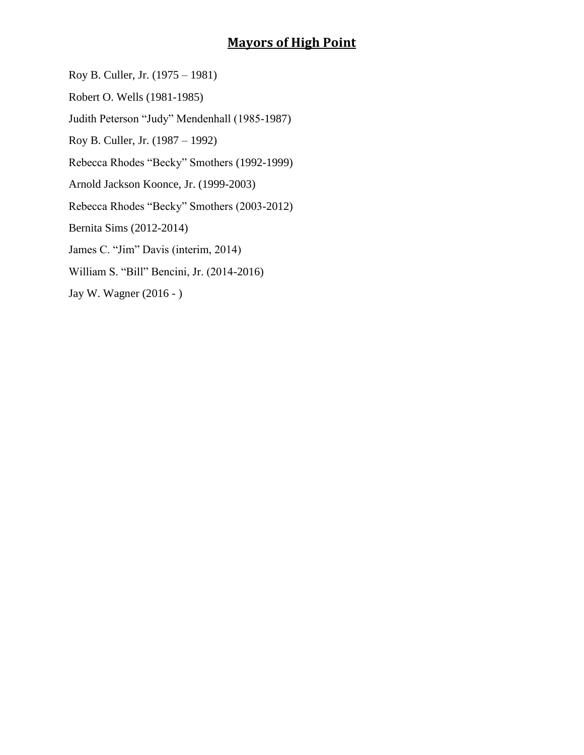# **Mayors of High Point**

Roy B. Culler, Jr. (1975 – 1981)

Robert O. Wells (1981-1985)

Judith Peterson "Judy" Mendenhall (1985-1987)

Roy B. Culler, Jr. (1987 – 1992)

Rebecca Rhodes "Becky" Smothers (1992-1999)

Arnold Jackson Koonce, Jr. (1999-2003)

Rebecca Rhodes "Becky" Smothers (2003-2012)

Bernita Sims (2012-2014)

James C. "Jim" Davis (interim, 2014)

William S. "Bill" Bencini, Jr. (2014-2016)

Jay W. Wagner (2016 - )